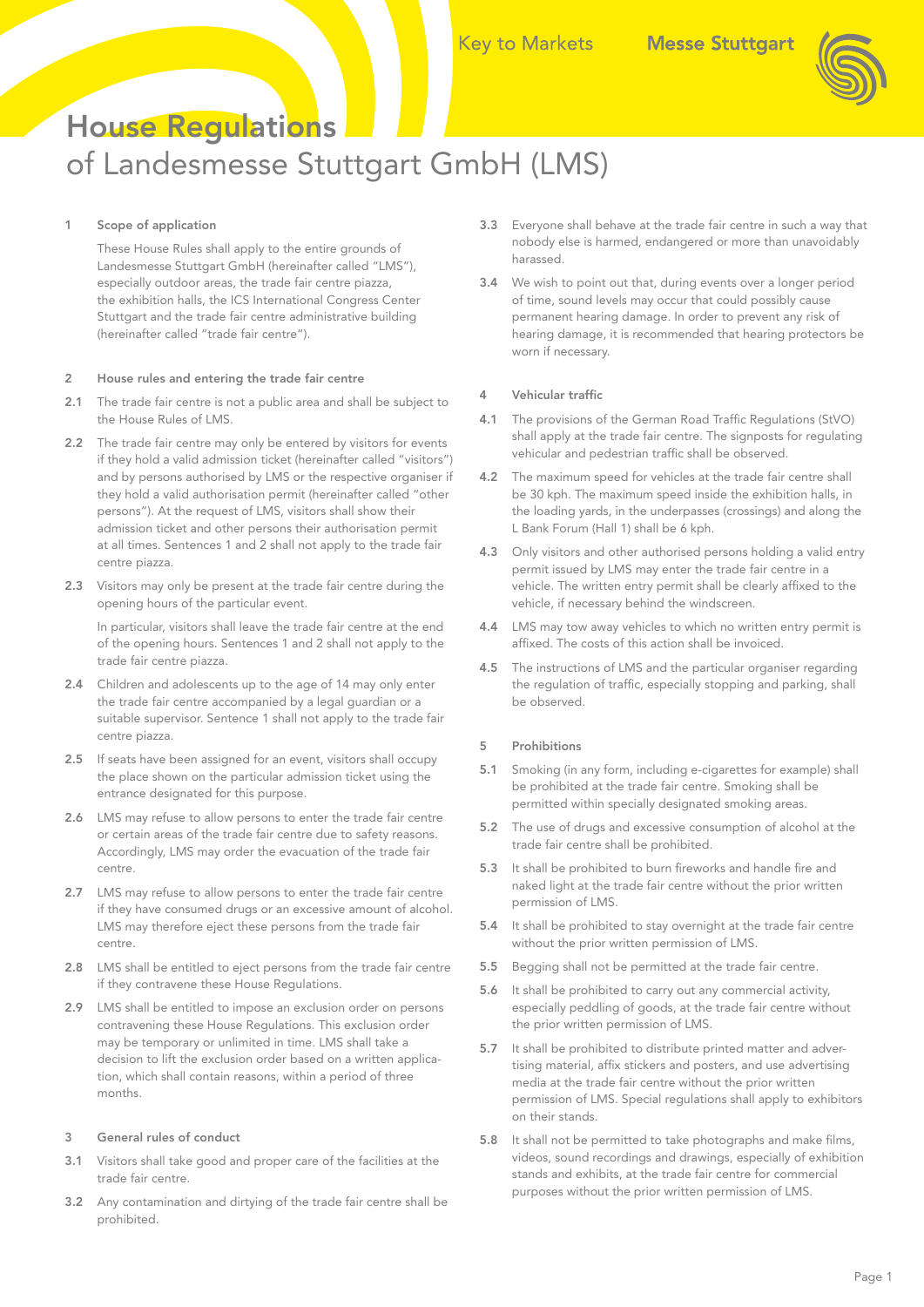# House Regulations
## of Landesmesse Stuttgart GmbH (LMS)

### 1 Scope of application

These House Rules shall apply to the entire grounds of Landesmesse Stuttgart GmbH (hereinafter called "LMS"), especially outdoor areas, the trade fair centre piazza, the exhibition halls, the ICS International Congress Center Stuttgart and the trade fair centre administrative building (hereinafter called "trade fair centre").

### 2 House rules and entering the trade fair centre

**2.1** The trade fair centre is not a public area and shall be subject to the House Rules of LMS.

**2.2** The trade fair centre may only be entered by visitors for events if they hold a valid admission ticket (hereinafter called "visitors") and by persons authorised by LMS or the respective organiser if they hold a valid authorisation permit (hereinafter called "other persons"). At the request of LMS, visitors shall show their admission ticket and other persons their authorisation permit at all times. Sentences 1 and 2 shall not apply to the trade fair centre piazza.

**2.3** Visitors may only be present at the trade fair centre during the opening hours of the particular event.

In particular, visitors shall leave the trade fair centre at the end of the opening hours. Sentences 1 and 2 shall not apply to the trade fair centre piazza.

**2.4** Children and adolescents up to the age of 14 may only enter the trade fair centre accompanied by a legal guardian or a suitable supervisor. Sentence 1 shall not apply to the trade fair centre piazza.

**2.5** If seats have been assigned for an event, visitors shall occupy the place shown on the particular admission ticket using the entrance designated for this purpose.

**2.6** LMS may refuse to allow persons to enter the trade fair centre or certain areas of the trade fair centre due to safety reasons. Accordingly, LMS may order the evacuation of the trade fair centre.

**2.7** LMS may refuse to allow persons to enter the trade fair centre if they have consumed drugs or an excessive amount of alcohol. LMS may therefore eject these persons from the trade fair centre.

**2.8** LMS shall be entitled to eject persons from the trade fair centre if they contravene these House Regulations.

**2.9** LMS shall be entitled to impose an exclusion order on persons contravening these House Regulations. This exclusion order may be temporary or unlimited in time. LMS shall take a decision to lift the exclusion order based on a written application, which shall contain reasons, within a period of three months.

### 3 General rules of conduct

**3.1** Visitors shall take good and proper care of the facilities at the trade fair centre.

**3.2** Any contamination and dirtying of the trade fair centre shall be prohibited.

**3.3** Everyone shall behave at the trade fair centre in such a way that nobody else is harmed, endangered or more than unavoidably harassed.

**3.4** We wish to point out that, during events over a longer period of time, sound levels may occur that could possibly cause permanent hearing damage. In order to prevent any risk of hearing damage, it is recommended that hearing protectors be worn if necessary.

### 4 Vehicular traffic

**4.1** The provisions of the German Road Traffic Regulations (StVO) shall apply at the trade fair centre. The signposts for regulating vehicular and pedestrian traffic shall be observed.

**4.2** The maximum speed for vehicles at the trade fair centre shall be 30 kph. The maximum speed inside the exhibition halls, in the loading yards, in the underpasses (crossings) and along the L Bank Forum (Hall 1) shall be 6 kph.

**4.3** Only visitors and other authorised persons holding a valid entry permit issued by LMS may enter the trade fair centre in a vehicle. The written entry permit shall be clearly affixed to the vehicle, if necessary behind the windscreen.

**4.4** LMS may tow away vehicles to which no written entry permit is affixed. The costs of this action shall be invoiced.

**4.5** The instructions of LMS and the particular organiser regarding the regulation of traffic, especially stopping and parking, shall be observed.

### 5 Prohibitions

**5.1** Smoking (in any form, including e-cigarettes for example) shall be prohibited at the trade fair centre. Smoking shall be permitted within specially designated smoking areas.

**5.2** The use of drugs and excessive consumption of alcohol at the trade fair centre shall be prohibited.

**5.3** It shall be prohibited to burn fireworks and handle fire and naked light at the trade fair centre without the prior written permission of LMS.

**5.4** It shall be prohibited to stay overnight at the trade fair centre without the prior written permission of LMS.

**5.5** Begging shall not be permitted at the trade fair centre.

**5.6** It shall be prohibited to carry out any commercial activity, especially peddling of goods, at the trade fair centre without the prior written permission of LMS.

**5.7** It shall be prohibited to distribute printed matter and advertising material, affix stickers and posters, and use advertising media at the trade fair centre without the prior written permission of LMS. Special regulations shall apply to exhibitors on their stands.

**5.8** It shall not be permitted to take photographs and make films, videos, sound recordings and drawings, especially of exhibition stands and exhibits, at the trade fair centre for commercial purposes without the prior written permission of LMS.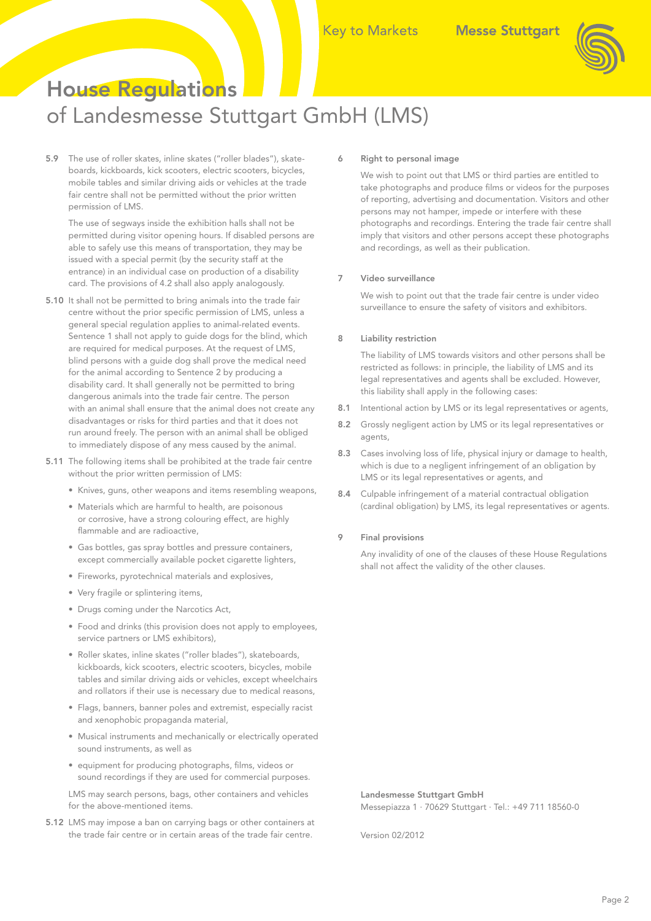# House Regulations

## of Landesmesse Stuttgart GmbH (LMS)

**5.9** The use of roller skates, inline skates ("roller blades"), skateboards, kickboards, kick scooters, electric scooters, bicycles, mobile tables and similar driving aids or vehicles at the trade fair centre shall not be permitted without the prior written permission of LMS.

The use of segways inside the exhibition halls shall not be permitted during visitor opening hours. If disabled persons are able to safely use this means of transportation, they may be issued with a special permit (by the security staff at the entrance) in an individual case on production of a disability card. The provisions of 4.2 shall also apply analogously.

**5.10** It shall not be permitted to bring animals into the trade fair centre without the prior specific permission of LMS, unless a general special regulation applies to animal-related events. Sentence 1 shall not apply to guide dogs for the blind, which are required for medical purposes. At the request of LMS, blind persons with a guide dog shall prove the medical need for the animal according to Sentence 2 by producing a disability card. It shall generally not be permitted to bring dangerous animals into the trade fair centre. The person with an animal shall ensure that the animal does not create any disadvantages or risks for third parties and that it does not run around freely. The person with an animal shall be obliged to immediately dispose of any mess caused by the animal.

**5.11** The following items shall be prohibited at the trade fair centre without the prior written permission of LMS:

- Knives, guns, other weapons and items resembling weapons,
- Materials which are harmful to health, are poisonous or corrosive, have a strong colouring effect, are highly flammable and are radioactive,
- Gas bottles, gas spray bottles and pressure containers, except commercially available pocket cigarette lighters,
- Fireworks, pyrotechnical materials and explosives,
- Very fragile or splintering items,
- Drugs coming under the Narcotics Act,
- Food and drinks (this provision does not apply to employees, service partners or LMS exhibitors),
- Roller skates, inline skates ("roller blades"), skateboards, kickboards, kick scooters, electric scooters, bicycles, mobile tables and similar driving aids or vehicles, except wheelchairs and rollators if their use is necessary due to medical reasons,
- Flags, banners, banner poles and extremist, especially racist and xenophobic propaganda material,
- Musical instruments and mechanically or electrically operated sound instruments, as well as
- equipment for producing photographs, films, videos or sound recordings if they are used for commercial purposes.

LMS may search persons, bags, other containers and vehicles for the above-mentioned items.

**5.12** LMS may impose a ban on carrying bags or other containers at the trade fair centre or in certain areas of the trade fair centre.

### 6 Right to personal image

We wish to point out that LMS or third parties are entitled to take photographs and produce films or videos for the purposes of reporting, advertising and documentation. Visitors and other persons may not hamper, impede or interfere with these photographs and recordings. Entering the trade fair centre shall imply that visitors and other persons accept these photographs and recordings, as well as their publication.

### 7 Video surveillance

We wish to point out that the trade fair centre is under video surveillance to ensure the safety of visitors and exhibitors.

### 8 Liability restriction

The liability of LMS towards visitors and other persons shall be restricted as follows: in principle, the liability of LMS and its legal representatives and agents shall be excluded. However, this liability shall apply in the following cases:

**8.1** Intentional action by LMS or its legal representatives or agents,

**8.2** Grossly negligent action by LMS or its legal representatives or agents,

**8.3** Cases involving loss of life, physical injury or damage to health, which is due to a negligent infringement of an obligation by LMS or its legal representatives or agents, and

**8.4** Culpable infringement of a material contractual obligation (cardinal obligation) by LMS, its legal representatives or agents.

### 9 Final provisions

Any invalidity of one of the clauses of these House Regulations shall not affect the validity of the other clauses.

**Landesmesse Stuttgart GmbH**
Messepiazza 1 · 70629 Stuttgart · Tel.: +49 711 18560-0

Version 02/2012